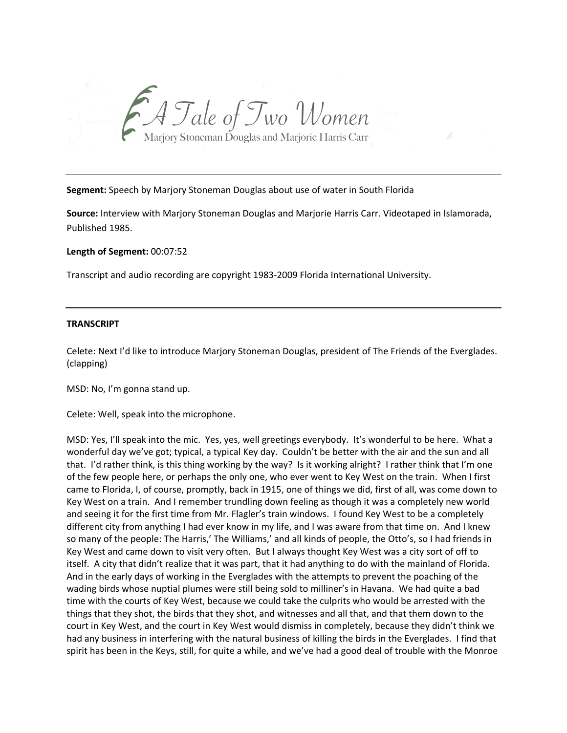# A Tale of Two Women

Marjory Stoneman Douglas and Marjorie Harris Carr

---

**Segment:** Speech by Marjory Stoneman Douglas about use of water in South Florida

**Source:** Interview with Marjory Stoneman Douglas and Marjorie Harris Carr. Videotaped in Islamorada, Published 1985.

**Length of Segment:** 00:07:52

Transcript and audio recording are copyright 1983-2009 Florida International University.

---

**TRANSCRIPT**

Celete: Next I'd like to introduce Marjory Stoneman Douglas, president of The Friends of the Everglades. (clapping)

MSD: No, I'm gonna stand up.

Celete: Well, speak into the microphone.

MSD: Yes, I'll speak into the mic. Yes, yes, well greetings everybody. It's wonderful to be here. What a wonderful day we've got; typical, a typical Key day. Couldn't be better with the air and the sun and all that. I'd rather think, is this thing working by the way? Is it working alright? I rather think that I'm one of the few people here, or perhaps the only one, who ever went to Key West on the train. When I first came to Florida, I, of course, promptly, back in 1915, one of things we did, first of all, was come down to Key West on a train. And I remember trundling down feeling as though it was a completely new world and seeing it for the first time from Mr. Flagler's train windows. I found Key West to be a completely different city from anything I had ever know in my life, and I was aware from that time on. And I knew so many of the people: The Harris,' The Williams,' and all kinds of people, the Otto's, so I had friends in Key West and came down to visit very often. But I always thought Key West was a city sort of off to itself. A city that didn't realize that it was part, that it had anything to do with the mainland of Florida. And in the early days of working in the Everglades with the attempts to prevent the poaching of the wading birds whose nuptial plumes were still being sold to milliner's in Havana. We had quite a bad time with the courts of Key West, because we could take the culprits who would be arrested with the things that they shot, the birds that they shot, and witnesses and all that, and that them down to the court in Key West, and the court in Key West would dismiss in completely, because they didn't think we had any business in interfering with the natural business of killing the birds in the Everglades. I find that spirit has been in the Keys, still, for quite a while, and we've had a good deal of trouble with the Monroe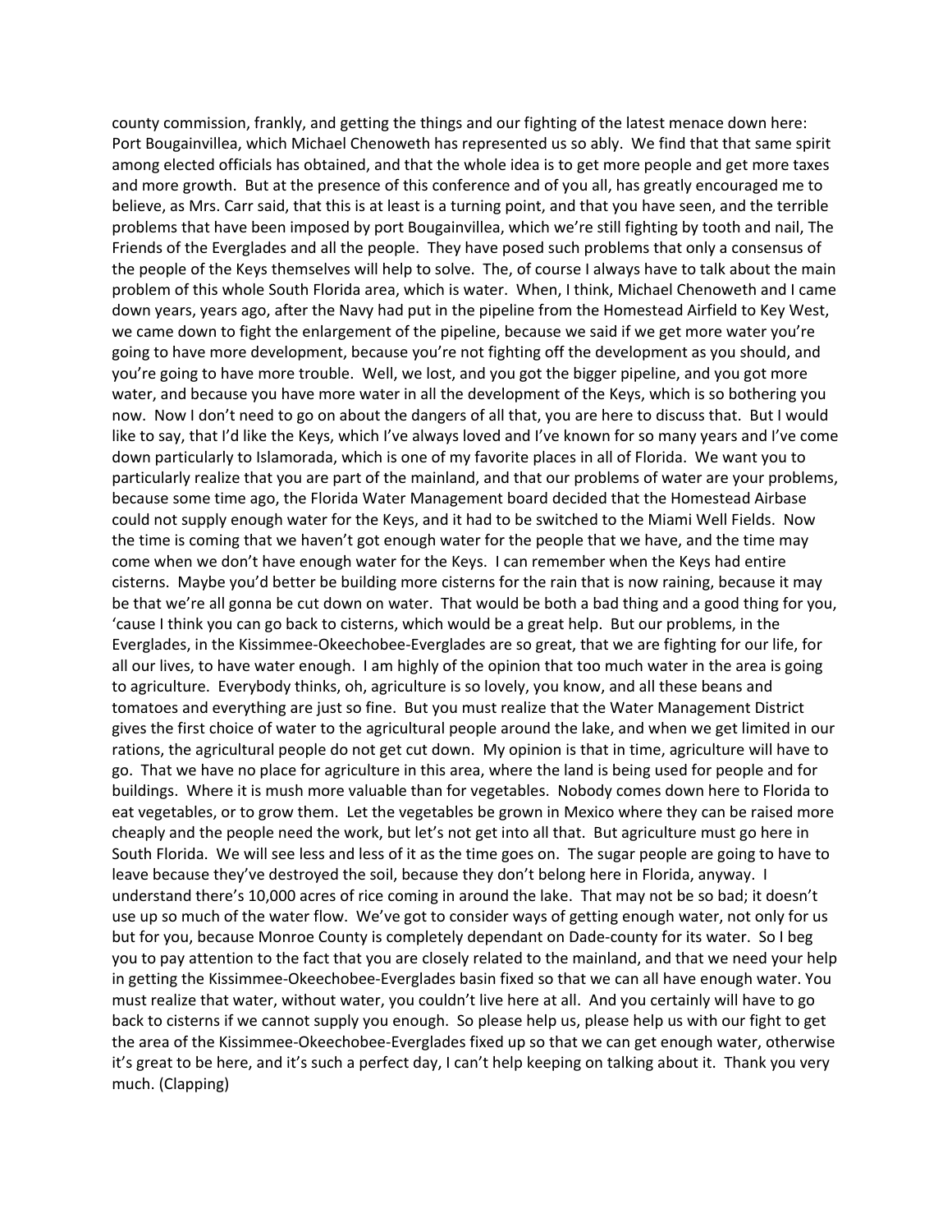county commission, frankly, and getting the things and our fighting of the latest menace down here: Port Bougainvillea, which Michael Chenoweth has represented us so ably. We find that that same spirit among elected officials has obtained, and that the whole idea is to get more people and get more taxes and more growth. But at the presence of this conference and of you all, has greatly encouraged me to believe, as Mrs. Carr said, that this is at least is a turning point, and that you have seen, and the terrible problems that have been imposed by port Bougainvillea, which we're still fighting by tooth and nail, The Friends of the Everglades and all the people. They have posed such problems that only a consensus of the people of the Keys themselves will help to solve. The, of course I always have to talk about the main problem of this whole South Florida area, which is water. When, I think, Michael Chenoweth and I came down years, years ago, after the Navy had put in the pipeline from the Homestead Airfield to Key West, we came down to fight the enlargement of the pipeline, because we said if we get more water you're going to have more development, because you're not fighting off the development as you should, and you're going to have more trouble. Well, we lost, and you got the bigger pipeline, and you got more water, and because you have more water in all the development of the Keys, which is so bothering you now. Now I don't need to go on about the dangers of all that, you are here to discuss that. But I would like to say, that I'd like the Keys, which I've always loved and I've known for so many years and I've come down particularly to Islamorada, which is one of my favorite places in all of Florida. We want you to particularly realize that you are part of the mainland, and that our problems of water are your problems, because some time ago, the Florida Water Management board decided that the Homestead Airbase could not supply enough water for the Keys, and it had to be switched to the Miami Well Fields. Now the time is coming that we haven't got enough water for the people that we have, and the time may come when we don't have enough water for the Keys. I can remember when the Keys had entire cisterns. Maybe you'd better be building more cisterns for the rain that is now raining, because it may be that we're all gonna be cut down on water. That would be both a bad thing and a good thing for you, 'cause I think you can go back to cisterns, which would be a great help. But our problems, in the Everglades, in the Kissimmee-Okeechobee-Everglades are so great, that we are fighting for our life, for all our lives, to have water enough. I am highly of the opinion that too much water in the area is going to agriculture. Everybody thinks, oh, agriculture is so lovely, you know, and all these beans and tomatoes and everything are just so fine. But you must realize that the Water Management District gives the first choice of water to the agricultural people around the lake, and when we get limited in our rations, the agricultural people do not get cut down. My opinion is that in time, agriculture will have to go. That we have no place for agriculture in this area, where the land is being used for people and for buildings. Where it is mush more valuable than for vegetables. Nobody comes down here to Florida to eat vegetables, or to grow them. Let the vegetables be grown in Mexico where they can be raised more cheaply and the people need the work, but let's not get into all that. But agriculture must go here in South Florida. We will see less and less of it as the time goes on. The sugar people are going to have to leave because they've destroyed the soil, because they don't belong here in Florida, anyway. I understand there's 10,000 acres of rice coming in around the lake. That may not be so bad; it doesn't use up so much of the water flow. We've got to consider ways of getting enough water, not only for us but for you, because Monroe County is completely dependant on Dade-county for its water. So I beg you to pay attention to the fact that you are closely related to the mainland, and that we need your help in getting the Kissimmee-Okeechobee-Everglades basin fixed so that we can all have enough water. You must realize that water, without water, you couldn't live here at all. And you certainly will have to go back to cisterns if we cannot supply you enough. So please help us, please help us with our fight to get the area of the Kissimmee-Okeechobee-Everglades fixed up so that we can get enough water, otherwise it's great to be here, and it's such a perfect day, I can't help keeping on talking about it. Thank you very much. (Clapping)